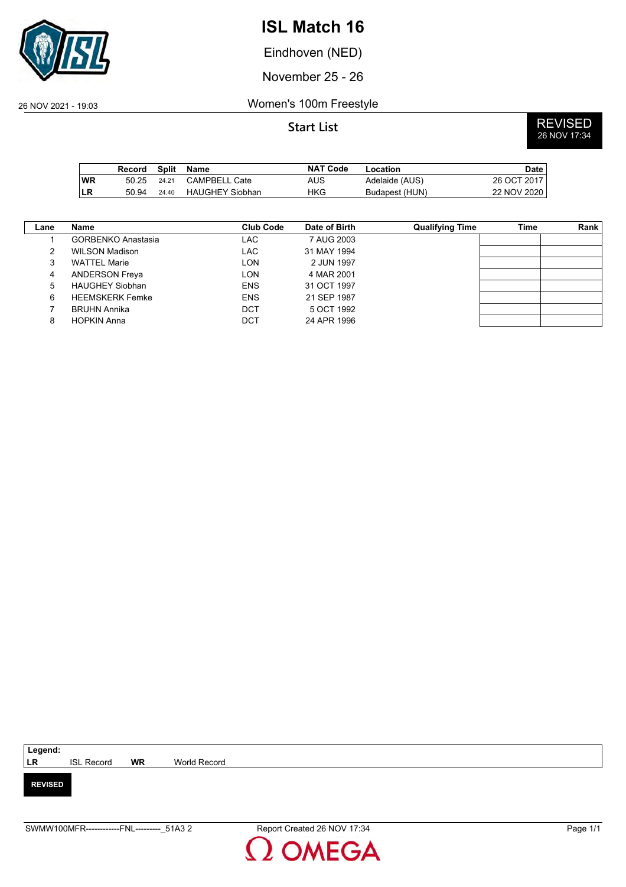# ISL Match 16

Eindhoven (NED)

November 25 - 26

26 NOV 2021 - 19:03

## Women's 100m Freestyle

### Start List

**REVISED**
26 NOV 17:34

| | Record | Split | Name | NAT Code | Location | Date |
|---|---|---|---|---|---|---|
| **WR** | 50.25 | 24.21 | CAMPBELL Cate | AUS | Adelaide (AUS) | 26 OCT 2017 |
| **LR** | 50.94 | 24.40 | HAUGHEY Siobhan | HKG | Budapest (HUN) | 22 NOV 2020 |

| Lane | Name | Club Code | Date of Birth | Qualifying Time | Time | Rank |
|---|---|---|---|---|---|---|
| 1 | GORBENKO Anastasia | LAC | 7 AUG 2003 | | | |
| 2 | WILSON Madison | LAC | 31 MAY 1994 | | | |
| 3 | WATTEL Marie | LON | 2 JUN 1997 | | | |
| 4 | ANDERSON Freya | LON | 4 MAR 2001 | | | |
| 5 | HAUGHEY Siobhan | ENS | 31 OCT 1997 | | | |
| 6 | HEEMSKERK Femke | ENS | 21 SEP 1987 | | | |
| 7 | BRUHN Annika | DCT | 5 OCT 1992 | | | |
| 8 | HOPKIN Anna | DCT | 24 APR 1996 | | | |

**Legend:**
**LR** ISL Record **WR** World Record

**REVISED**

SWMW100MFR------------FNL---------_51A3 2 Report Created 26 NOV 17:34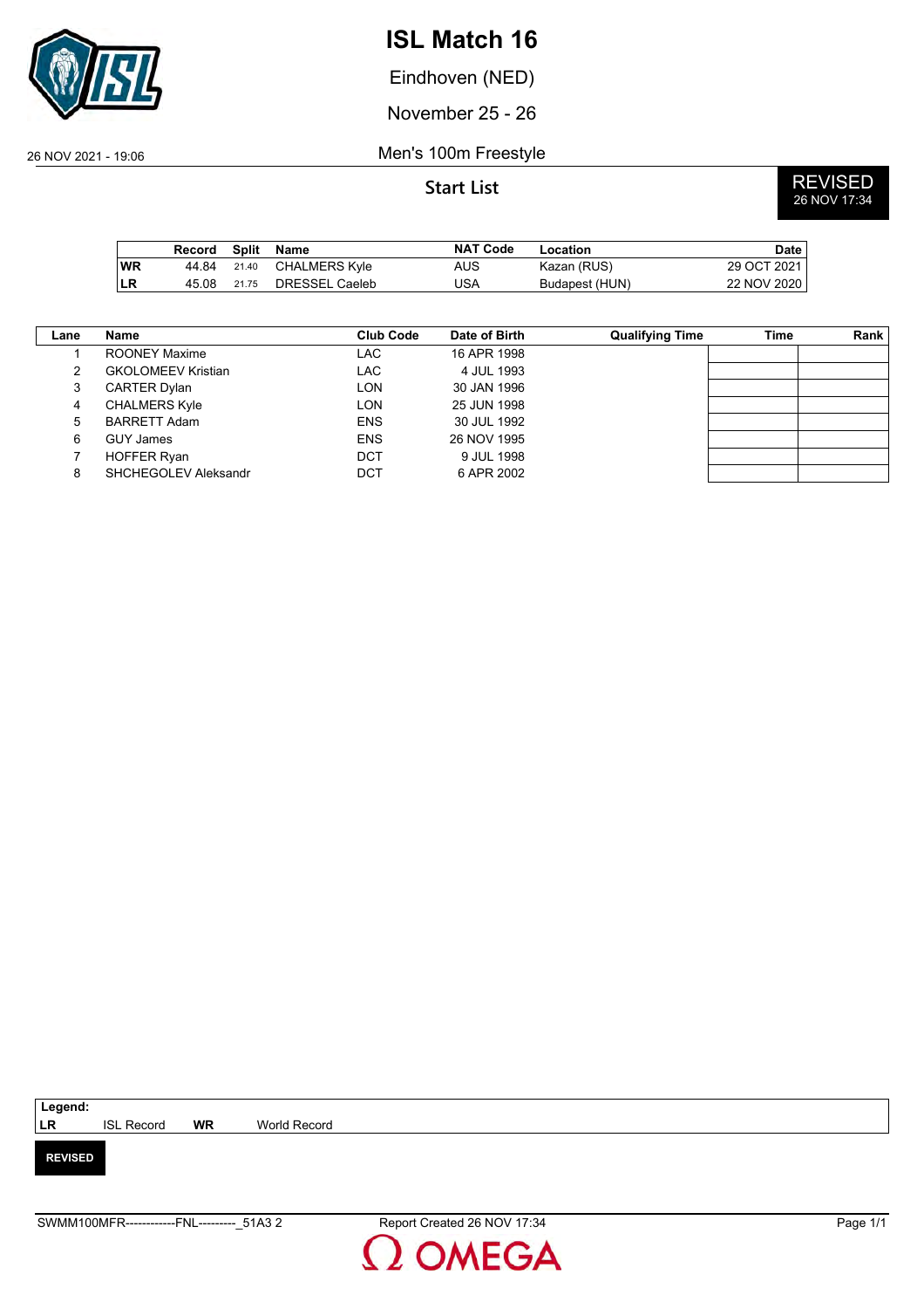# ISL Match 16

Eindhoven (NED)

November 25 - 26

26 NOV 2021 - 19:06

Men's 100m Freestyle

**Start List**

**REVISED**
26 NOV 17:34

| | Record | Split | Name | NAT Code | Location | Date |
|---|---|---|---|---|---|---|
| **WR** | 44.84 | 21.40 | CHALMERS Kyle | AUS | Kazan (RUS) | 29 OCT 2021 |
| **LR** | 45.08 | 21.75 | DRESSEL Caeleb | USA | Budapest (HUN) | 22 NOV 2020 |

| Lane | Name | Club Code | Date of Birth | Qualifying Time | Time | Rank |
|---|---|---|---|---|---|---|
| 1 | ROONEY Maxime | LAC | 16 APR 1998 | | | |
| 2 | GKOLOMEEV Kristian | LAC | 4 JUL 1993 | | | |
| 3 | CARTER Dylan | LON | 30 JAN 1996 | | | |
| 4 | CHALMERS Kyle | LON | 25 JUN 1998 | | | |
| 5 | BARRETT Adam | ENS | 30 JUL 1992 | | | |
| 6 | GUY James | ENS | 26 NOV 1995 | | | |
| 7 | HOFFER Ryan | DCT | 9 JUL 1998 | | | |
| 8 | SHCHEGOLEV Aleksandr | DCT | 6 APR 2002 | | | |

**Legend:**
**LR** ISL Record **WR** World Record

**REVISED**

SWMM100MFR------------FNL---------_51A3 2 Report Created 26 NOV 17:34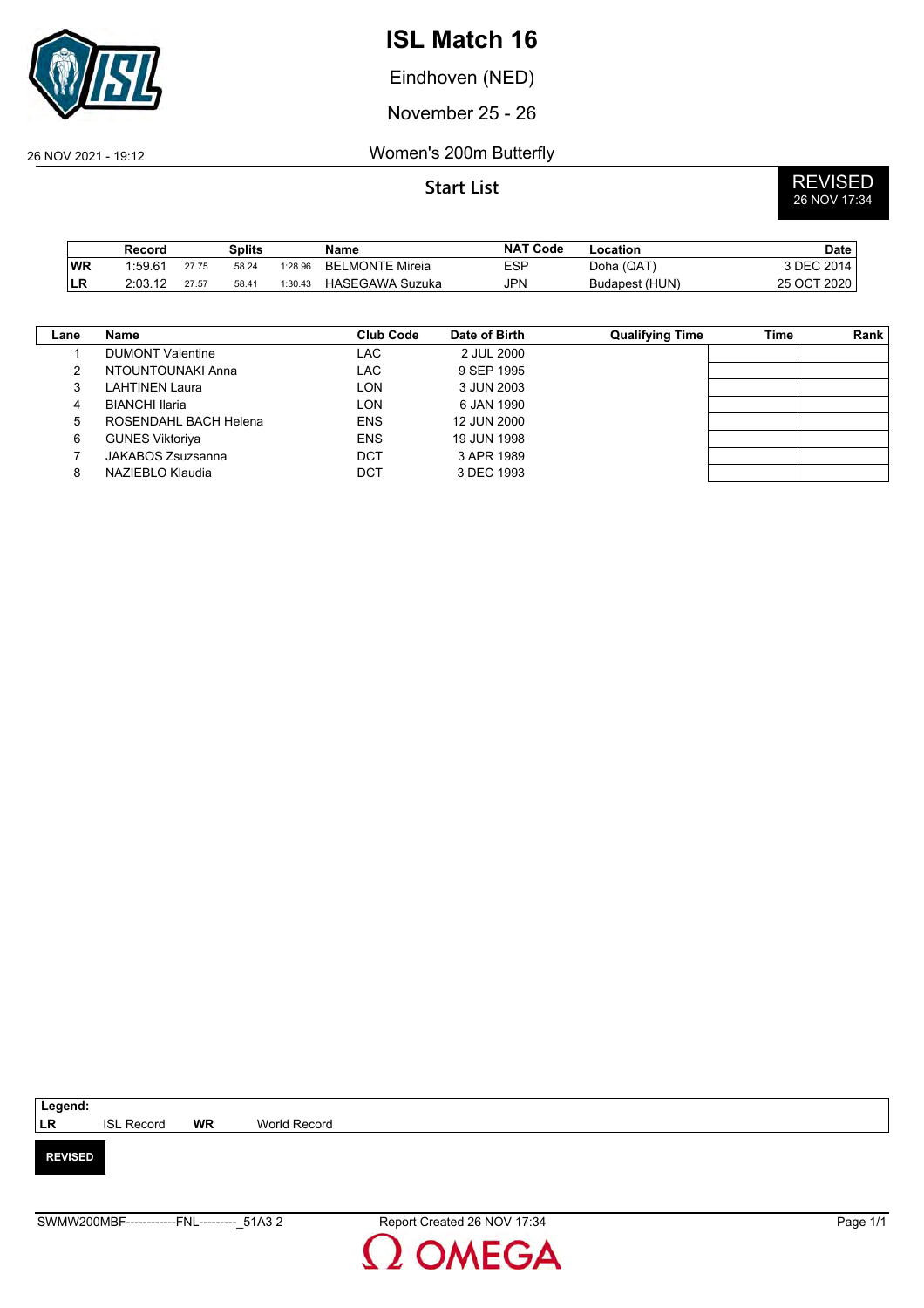# ISL Match 16

Eindhoven (NED)

November 25 - 26

26 NOV 2021 - 19:12

Women's 200m Butterfly

## Start List

**REVISED** 26 NOV 17:34

| | Record | Splits | | | Name | NAT Code | Location | Date |
|---|---|---|---|---|---|---|---|---|
| WR | 1:59.61 | 27.75 | 58.24 | 1:28.96 | BELMONTE Mireia | ESP | Doha (QAT) | 3 DEC 2014 |
| LR | 2:03.12 | 27.57 | 58.41 | 1:30.43 | HASEGAWA Suzuka | JPN | Budapest (HUN) | 25 OCT 2020 |

| Lane | Name | Club Code | Date of Birth | Qualifying Time | Time | Rank |
|---|---|---|---|---|---|---|
| 1 | DUMONT Valentine | LAC | 2 JUL 2000 | | | |
| 2 | NTOUNTOUNAKI Anna | LAC | 9 SEP 1995 | | | |
| 3 | LAHTINEN Laura | LON | 3 JUN 2003 | | | |
| 4 | BIANCHI Ilaria | LON | 6 JAN 1990 | | | |
| 5 | ROSENDAHL BACH Helena | ENS | 12 JUN 2000 | | | |
| 6 | GUNES Viktoriya | ENS | 19 JUN 1998 | | | |
| 7 | JAKABOS Zsuzsanna | DCT | 3 APR 1989 | | | |
| 8 | NAZIEBLO Klaudia | DCT | 3 DEC 1993 | | | |

**Legend:**

| | | | |
|---|---|---|---|
| LR | ISL Record | WR | World Record |

**REVISED**

SWMW200MBF------------FNL---------_51A3 2

Report Created 26 NOV 17:34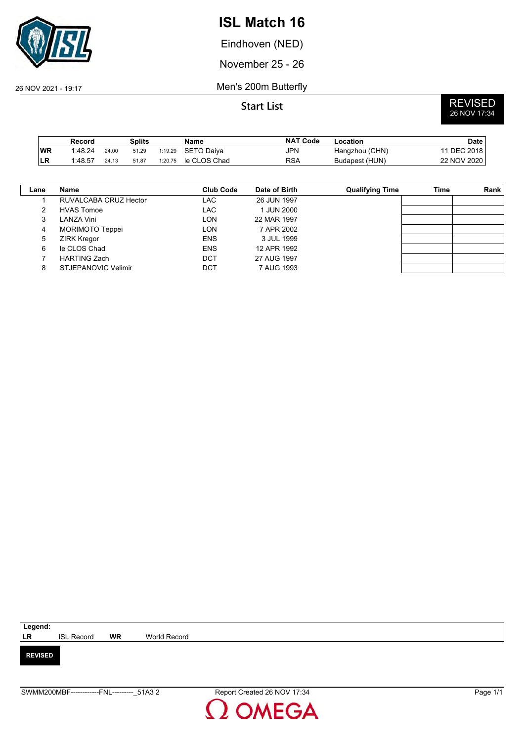# ISL Match 16

Eindhoven (NED)

November 25 - 26

26 NOV 2021 - 19:17

Men's 200m Butterfly

**Start List**

REVISED
26 NOV 17:34

| | Record | Splits | | | Name | NAT Code | Location | Date |
|---|---|---|---|---|---|---|---|---|
| WR | 1:48.24 | 24.00 | 51.29 | 1:19.29 | SETO Daiya | JPN | Hangzhou (CHN) | 11 DEC 2018 |
| LR | 1:48.57 | 24.13 | 51.87 | 1:20.75 | le CLOS Chad | RSA | Budapest (HUN) | 22 NOV 2020 |

| Lane | Name | Club Code | Date of Birth | Qualifying Time | Time | Rank |
|---|---|---|---|---|---|---|
| 1 | RUVALCABA CRUZ Hector | LAC | 26 JUN 1997 | | | |
| 2 | HVAS Tomoe | LAC | 1 JUN 2000 | | | |
| 3 | LANZA Vini | LON | 22 MAR 1997 | | | |
| 4 | MORIMOTO Teppei | LON | 7 APR 2002 | | | |
| 5 | ZIRK Kregor | ENS | 3 JUL 1999 | | | |
| 6 | le CLOS Chad | ENS | 12 APR 1992 | | | |
| 7 | HARTING Zach | DCT | 27 AUG 1997 | | | |
| 8 | STJEPANOVIC Velimir | DCT | 7 AUG 1993 | | | |

**Legend:**

| | | | |
|---|---|---|---|
| LR | ISL Record | WR | World Record |

**REVISED**

SWMM200MBF------------FNL---------_51A3 2

Report Created 26 NOV 17:34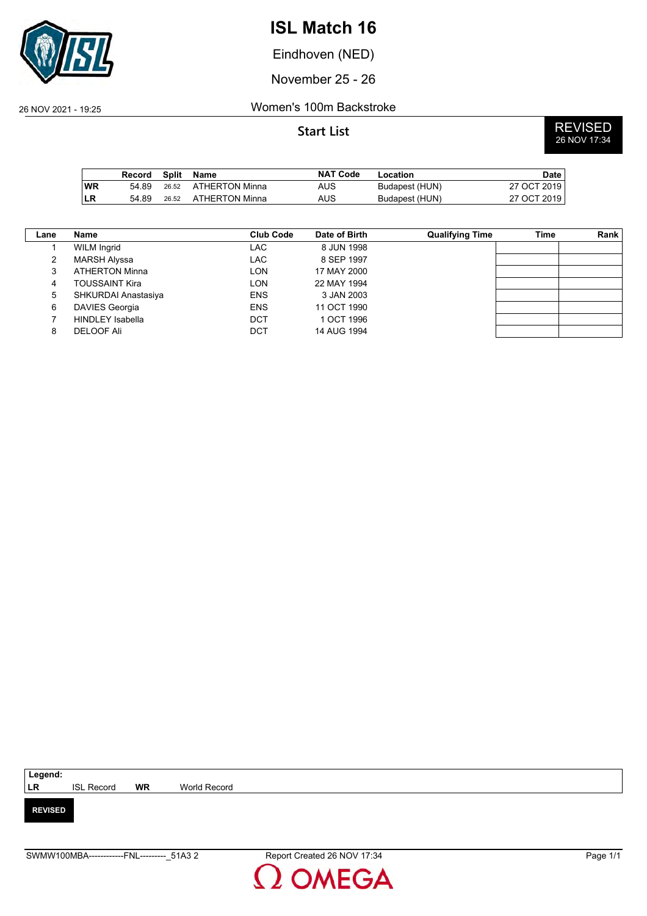# ISL Match 16

Eindhoven (NED)

November 25 - 26

26 NOV 2021 - 19:25

## Women's 100m Backstroke

### Start List

**REVISED**
26 NOV 17:34

| | Record | Split | Name | NAT Code | Location | Date |
|---|---|---|---|---|---|---|
| **WR** | 54.89 | 26.52 | ATHERTON Minna | AUS | Budapest (HUN) | 27 OCT 2019 |
| **LR** | 54.89 | 26.52 | ATHERTON Minna | AUS | Budapest (HUN) | 27 OCT 2019 |

| Lane | Name | Club Code | Date of Birth | Qualifying Time | Time | Rank |
|---|---|---|---|---|---|---|
| 1 | WILM Ingrid | LAC | 8 JUN 1998 | | | |
| 2 | MARSH Alyssa | LAC | 8 SEP 1997 | | | |
| 3 | ATHERTON Minna | LON | 17 MAY 2000 | | | |
| 4 | TOUSSAINT Kira | LON | 22 MAY 1994 | | | |
| 5 | SHKURDAI Anastasiya | ENS | 3 JAN 2003 | | | |
| 6 | DAVIES Georgia | ENS | 11 OCT 1990 | | | |
| 7 | HINDLEY Isabella | DCT | 1 OCT 1996 | | | |
| 8 | DELOOF Ali | DCT | 14 AUG 1994 | | | |

**Legend:**
**LR** ISL Record **WR** World Record

**REVISED**

SWMW100MBA------------FNL---------_51A3 2 Report Created 26 NOV 17:34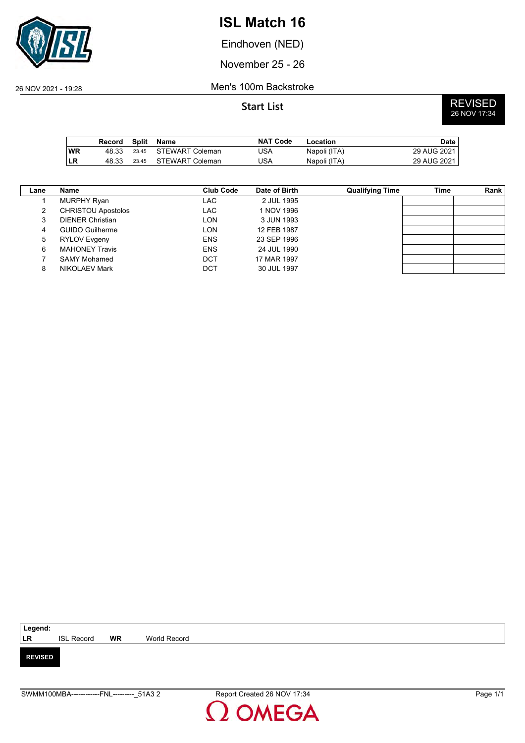# ISL Match 16

Eindhoven (NED)

November 25 - 26

26 NOV 2021 - 19:28

Men's 100m Backstroke

## Start List

**REVISED**
26 NOV 17:34

| | Record | Split | Name | NAT Code | Location | Date |
|---|---|---|---|---|---|---|
| **WR** | 48.33 | 23.45 | STEWART Coleman | USA | Napoli (ITA) | 29 AUG 2021 |
| **LR** | 48.33 | 23.45 | STEWART Coleman | USA | Napoli (ITA) | 29 AUG 2021 |

| Lane | Name | Club Code | Date of Birth | Qualifying Time | Time | Rank |
|---|---|---|---|---|---|---|
| 1 | MURPHY Ryan | LAC | 2 JUL 1995 | | | |
| 2 | CHRISTOU Apostolos | LAC | 1 NOV 1996 | | | |
| 3 | DIENER Christian | LON | 3 JUN 1993 | | | |
| 4 | GUIDO Guilherme | LON | 12 FEB 1987 | | | |
| 5 | RYLOV Evgeny | ENS | 23 SEP 1996 | | | |
| 6 | MAHONEY Travis | ENS | 24 JUL 1990 | | | |
| 7 | SAMY Mohamed | DCT | 17 MAR 1997 | | | |
| 8 | NIKOLAEV Mark | DCT | 30 JUL 1997 | | | |

**Legend:**
**LR** ISL Record **WR** World Record

**REVISED**

SWMM100MBA------------FNL---------_51A3 2 Report Created 26 NOV 17:34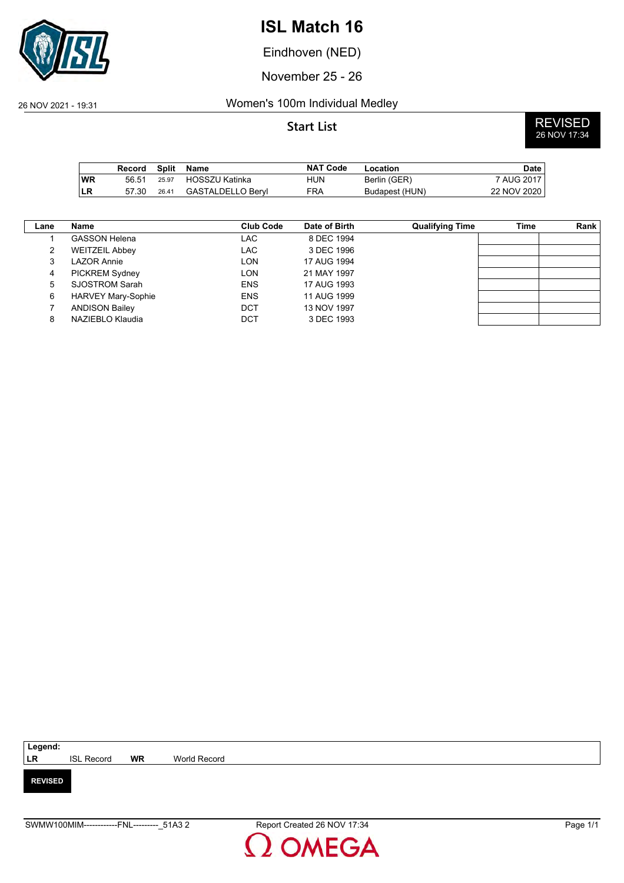# ISL Match 16

Eindhoven (NED)

November 25 - 26

26 NOV 2021 - 19:31

## Women's 100m Individual Medley

### Start List

**REVISED** 26 NOV 17:34

| | Record | Split | Name | NAT Code | Location | Date |
|---|---|---|---|---|---|---|
| **WR** | 56.51 | 25.97 | HOSSZU Katinka | HUN | Berlin (GER) | 7 AUG 2017 |
| **LR** | 57.30 | 26.41 | GASTALDELLO Beryl | FRA | Budapest (HUN) | 22 NOV 2020 |

| Lane | Name | Club Code | Date of Birth | Qualifying Time | Time | Rank |
|---|---|---|---|---|---|---|
| 1 | GASSON Helena | LAC | 8 DEC 1994 | | | |
| 2 | WEITZEIL Abbey | LAC | 3 DEC 1996 | | | |
| 3 | LAZOR Annie | LON | 17 AUG 1994 | | | |
| 4 | PICKREM Sydney | LON | 21 MAY 1997 | | | |
| 5 | SJOSTROM Sarah | ENS | 17 AUG 1993 | | | |
| 6 | HARVEY Mary-Sophie | ENS | 11 AUG 1999 | | | |
| 7 | ANDISON Bailey | DCT | 13 NOV 1997 | | | |
| 8 | NAZIEBLO Klaudia | DCT | 3 DEC 1993 | | | |

**Legend:**
**LR** ISL Record **WR** World Record

**REVISED**

SWMW100MIM------------FNL---------_51A3 2 Report Created 26 NOV 17:34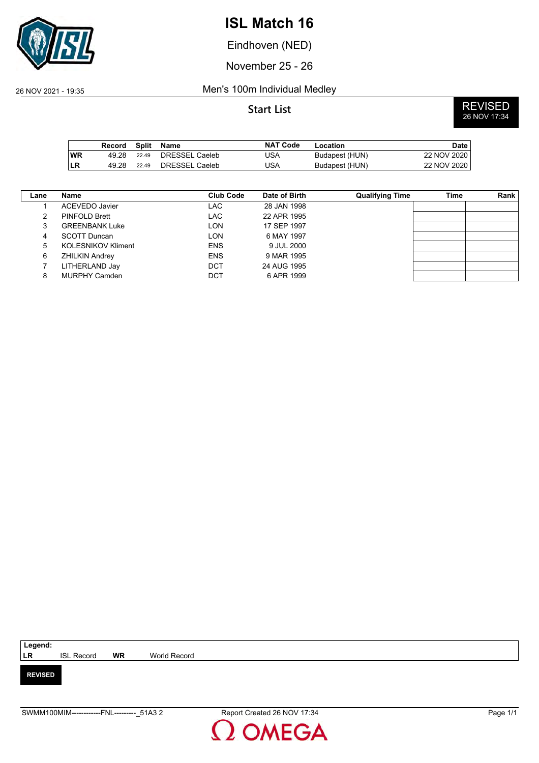# ISL Match 16

Eindhoven (NED)

November 25 - 26

26 NOV 2021 - 19:35

## Men's 100m Individual Medley

### Start List

**REVISED**
26 NOV 17:34

| | Record | Split | Name | NAT Code | Location | Date |
|---|---|---|---|---|---|---|
| **WR** | 49.28 | 22.49 | DRESSEL Caeleb | USA | Budapest (HUN) | 22 NOV 2020 |
| **LR** | 49.28 | 22.49 | DRESSEL Caeleb | USA | Budapest (HUN) | 22 NOV 2020 |

| Lane | Name | Club Code | Date of Birth | Qualifying Time | Time | Rank |
|---|---|---|---|---|---|---|
| 1 | ACEVEDO Javier | LAC | 28 JAN 1998 | | | |
| 2 | PINFOLD Brett | LAC | 22 APR 1995 | | | |
| 3 | GREENBANK Luke | LON | 17 SEP 1997 | | | |
| 4 | SCOTT Duncan | LON | 6 MAY 1997 | | | |
| 5 | KOLESNIKOV Kliment | ENS | 9 JUL 2000 | | | |
| 6 | ZHILKIN Andrey | ENS | 9 MAR 1995 | | | |
| 7 | LITHERLAND Jay | DCT | 24 AUG 1995 | | | |
| 8 | MURPHY Camden | DCT | 6 APR 1999 | | | |

**Legend:**

| | | | |
|---|---|---|---|
| **LR** | ISL Record | **WR** | World Record |

**REVISED**

SWMM100MIM------------FNL---------_51A3 2 — Report Created 26 NOV 17:34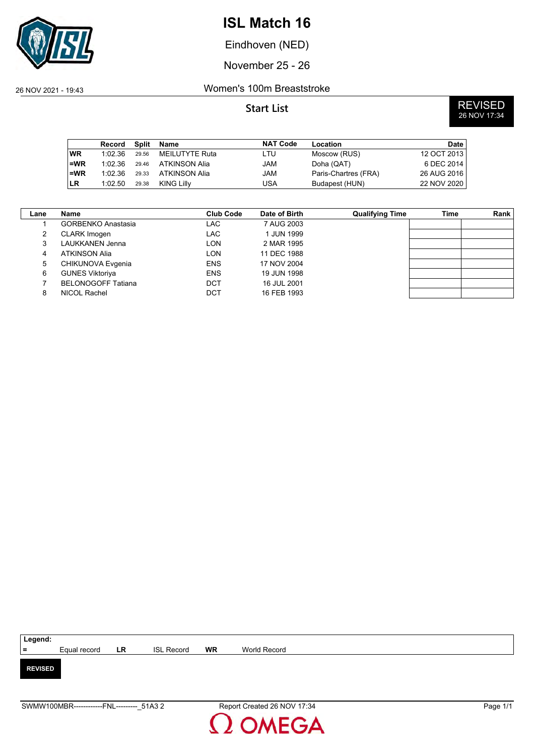# ISL Match 16

Eindhoven (NED)

November 25 - 26

26 NOV 2021 - 19:43

## Women's 100m Breaststroke

### Start List

**REVISED**
26 NOV 17:34

| | Record | Split | Name | NAT Code | Location | Date |
|---|---|---|---|---|---|---|
| WR | 1:02.36 | 29.56 | MEILUTYTE Ruta | LTU | Moscow (RUS) | 12 OCT 2013 |
| =WR | 1:02.36 | 29.46 | ATKINSON Alia | JAM | Doha (QAT) | 6 DEC 2014 |
| =WR | 1:02.36 | 29.33 | ATKINSON Alia | JAM | Paris-Chartres (FRA) | 26 AUG 2016 |
| LR | 1:02.50 | 29.38 | KING Lilly | USA | Budapest (HUN) | 22 NOV 2020 |

| Lane | Name | Club Code | Date of Birth | Qualifying Time | Time | Rank |
|---|---|---|---|---|---|---|
| 1 | GORBENKO Anastasia | LAC | 7 AUG 2003 | | | |
| 2 | CLARK Imogen | LAC | 1 JUN 1999 | | | |
| 3 | LAUKKANEN Jenna | LON | 2 MAR 1995 | | | |
| 4 | ATKINSON Alia | LON | 11 DEC 1988 | | | |
| 5 | CHIKUNOVA Evgenia | ENS | 17 NOV 2004 | | | |
| 6 | GUNES Viktoriya | ENS | 19 JUN 1998 | | | |
| 7 | BELONOGOFF Tatiana | DCT | 16 JUL 2001 | | | |
| 8 | NICOL Rachel | DCT | 16 FEB 1993 | | | |

**Legend:**

| = | Equal record | LR | ISL Record | WR | World Record |
|---|---|---|---|---|---|

**REVISED**

SWMW100MBR------------FNL---------_51A3 2 Report Created 26 NOV 17:34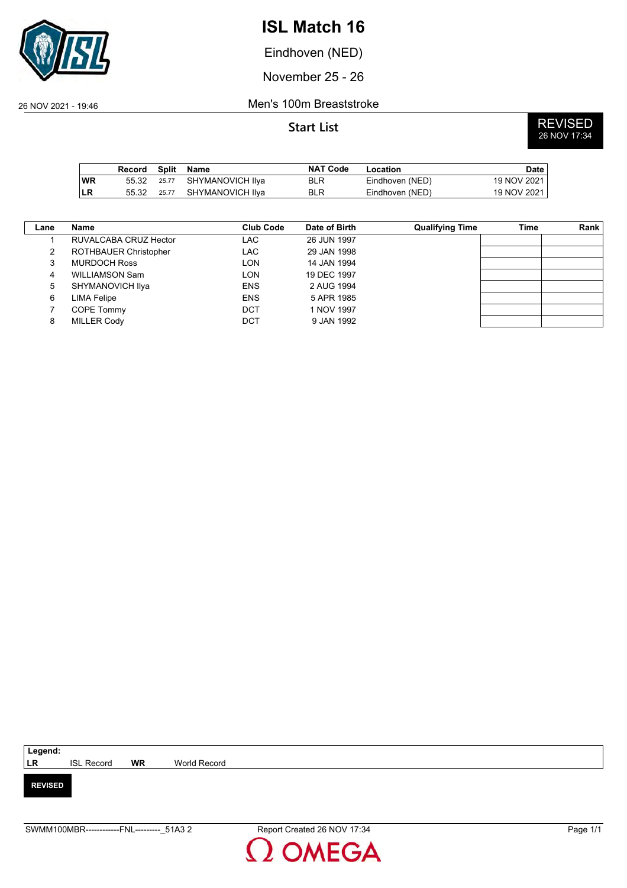# ISL Match 16

Eindhoven (NED)

November 25 - 26

26 NOV 2021 - 19:46

## Men's 100m Breaststroke

### Start List

REVISED
26 NOV 17:34

| | Record | Split | Name | NAT Code | Location | Date |
|---|---|---|---|---|---|---|
| WR | 55.32 | 25.77 | SHYMANOVICH Ilya | BLR | Eindhoven (NED) | 19 NOV 2021 |
| LR | 55.32 | 25.77 | SHYMANOVICH Ilya | BLR | Eindhoven (NED) | 19 NOV 2021 |

| Lane | Name | Club Code | Date of Birth | Qualifying Time | Time | Rank |
|---|---|---|---|---|---|---|
| 1 | RUVALCABA CRUZ Hector | LAC | 26 JUN 1997 | | | |
| 2 | ROTHBAUER Christopher | LAC | 29 JAN 1998 | | | |
| 3 | MURDOCH Ross | LON | 14 JAN 1994 | | | |
| 4 | WILLIAMSON Sam | LON | 19 DEC 1997 | | | |
| 5 | SHYMANOVICH Ilya | ENS | 2 AUG 1994 | | | |
| 6 | LIMA Felipe | ENS | 5 APR 1985 | | | |
| 7 | COPE Tommy | DCT | 1 NOV 1997 | | | |
| 8 | MILLER Cody | DCT | 9 JAN 1992 | | | |

**Legend:**

**LR** ISL Record **WR** World Record

**REVISED**

SWMM100MBR------------FNL---------_51A3 2 Report Created 26 NOV 17:34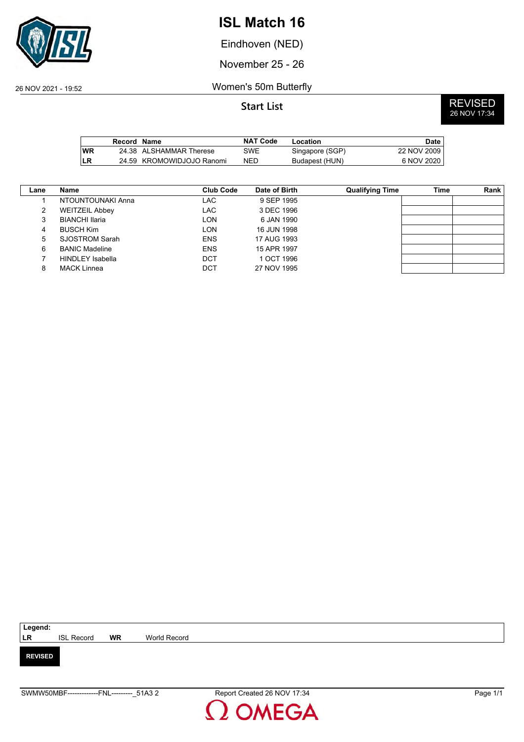# ISL Match 16

Eindhoven (NED)

November 25 - 26

26 NOV 2021 - 19:52

## Women's 50m Butterfly

**Start List**

**REVISED** 26 NOV 17:34

| | Record | Name | NAT Code | Location | Date |
|---|---|---|---|---|---|
| WR | 24.38 | ALSHAMMAR Therese | SWE | Singapore (SGP) | 22 NOV 2009 |
| LR | 24.59 | KROMOWIDJOJO Ranomi | NED | Budapest (HUN) | 6 NOV 2020 |

| Lane | Name | Club Code | Date of Birth | Qualifying Time | Time | Rank |
|---|---|---|---|---|---|---|
| 1 | NTOUNTOUNAKI Anna | LAC | 9 SEP 1995 | | | |
| 2 | WEITZEIL Abbey | LAC | 3 DEC 1996 | | | |
| 3 | BIANCHI Ilaria | LON | 6 JAN 1990 | | | |
| 4 | BUSCH Kim | LON | 16 JUN 1998 | | | |
| 5 | SJOSTROM Sarah | ENS | 17 AUG 1993 | | | |
| 6 | BANIC Madeline | ENS | 15 APR 1997 | | | |
| 7 | HINDLEY Isabella | DCT | 1 OCT 1996 | | | |
| 8 | MACK Linnea | DCT | 27 NOV 1995 | | | |

**Legend:**
**LR** ISL Record **WR** World Record

**REVISED**

SWMW50MBF-------------FNL---------_51A3 2 Report Created 26 NOV 17:34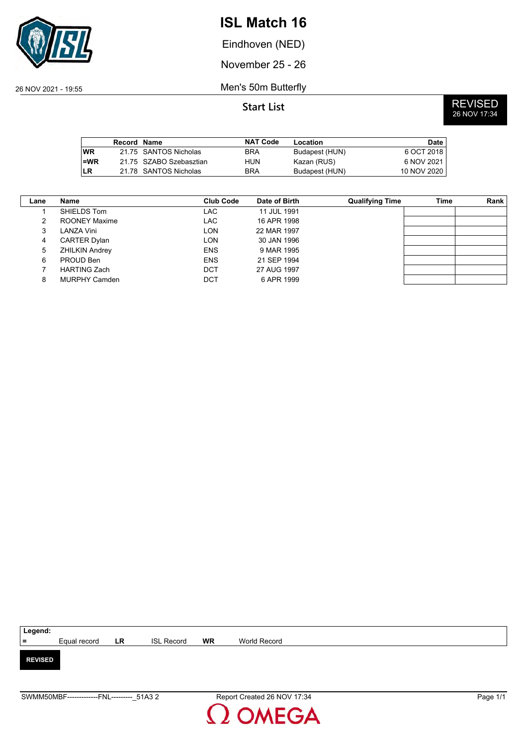# ISL Match 16

Eindhoven (NED)

November 25 - 26

26 NOV 2021 - 19:55

Men's 50m Butterfly

## Start List

**REVISED** 26 NOV 17:34

| | Record | Name | NAT Code | Location | Date |
|---|---|---|---|---|---|
| WR | 21.75 | SANTOS Nicholas | BRA | Budapest (HUN) | 6 OCT 2018 |
| =WR | 21.75 | SZABO Szebasztian | HUN | Kazan (RUS) | 6 NOV 2021 |
| LR | 21.78 | SANTOS Nicholas | BRA | Budapest (HUN) | 10 NOV 2020 |

| Lane | Name | Club Code | Date of Birth | Qualifying Time | Time | Rank |
|---|---|---|---|---|---|---|
| 1 | SHIELDS Tom | LAC | 11 JUL 1991 | | | |
| 2 | ROONEY Maxime | LAC | 16 APR 1998 | | | |
| 3 | LANZA Vini | LON | 22 MAR 1997 | | | |
| 4 | CARTER Dylan | LON | 30 JAN 1996 | | | |
| 5 | ZHILKIN Andrey | ENS | 9 MAR 1995 | | | |
| 6 | PROUD Ben | ENS | 21 SEP 1994 | | | |
| 7 | HARTING Zach | DCT | 27 AUG 1997 | | | |
| 8 | MURPHY Camden | DCT | 6 APR 1999 | | | |

**Legend:**

| = | Equal record | LR | ISL Record | WR | World Record |
|---|---|---|---|---|---|

**REVISED**

SWMM50MBF-------------FNL---------_51A3 2 Report Created 26 NOV 17:34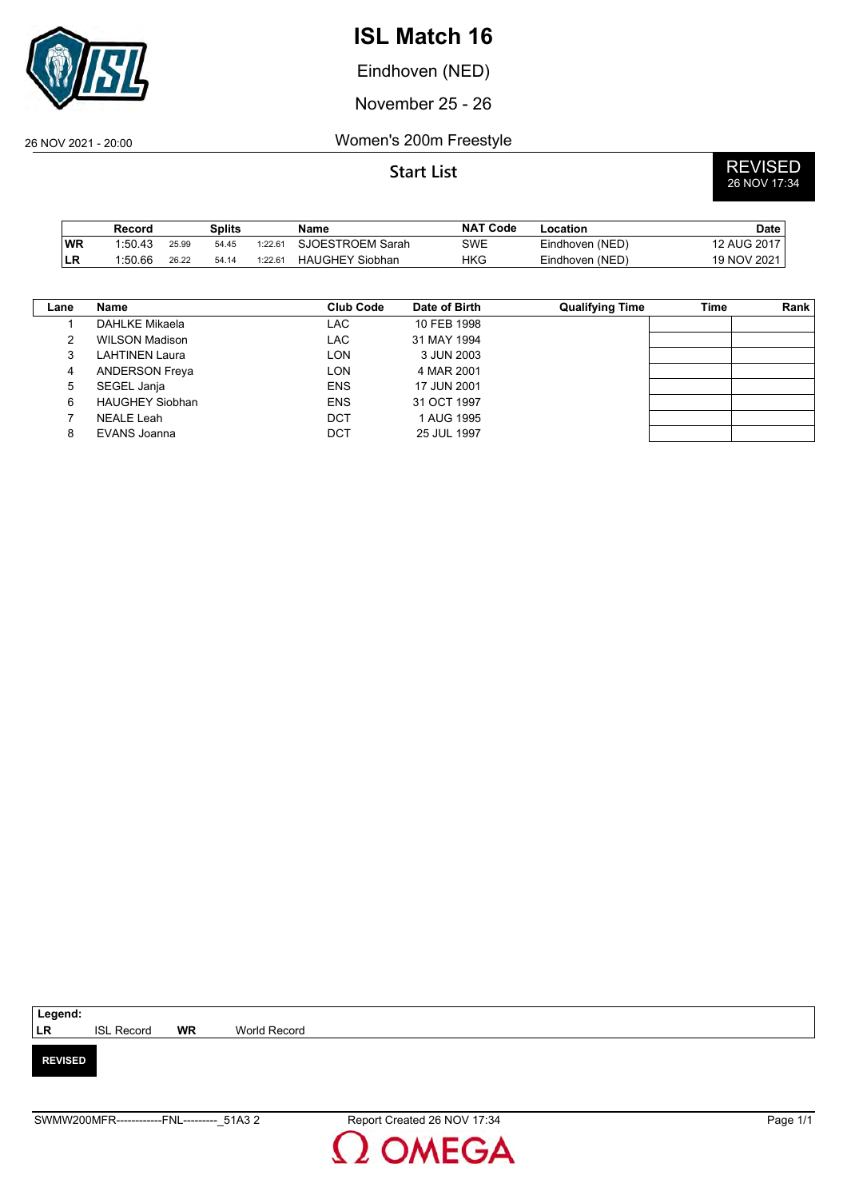# ISL Match 16

Eindhoven (NED)

November 25 - 26

26 NOV 2021 - 20:00

## Women's 200m Freestyle

### Start List

**REVISED** 26 NOV 17:34

| | Record | Splits | | | Name | NAT Code | Location | Date |
|---|---|---|---|---|---|---|---|---|
| **WR** | 1:50.43 | 25.99 | 54.45 | 1:22.61 | SJOESTROEM Sarah | SWE | Eindhoven (NED) | 12 AUG 2017 |
| **LR** | 1:50.66 | 26.22 | 54.14 | 1:22.61 | HAUGHEY Siobhan | HKG | Eindhoven (NED) | 19 NOV 2021 |

| Lane | Name | Club Code | Date of Birth | Qualifying Time | Time | Rank |
|---|---|---|---|---|---|---|
| 1 | DAHLKE Mikaela | LAC | 10 FEB 1998 | | | |
| 2 | WILSON Madison | LAC | 31 MAY 1994 | | | |
| 3 | LAHTINEN Laura | LON | 3 JUN 2003 | | | |
| 4 | ANDERSON Freya | LON | 4 MAR 2001 | | | |
| 5 | SEGEL Janja | ENS | 17 JUN 2001 | | | |
| 6 | HAUGHEY Siobhan | ENS | 31 OCT 1997 | | | |
| 7 | NEALE Leah | DCT | 1 AUG 1995 | | | |
| 8 | EVANS Joanna | DCT | 25 JUL 1997 | | | |

**Legend:**
**LR** ISL Record **WR** World Record

**REVISED**

SWMW200MFR------------FNL---------_51A3 2 Report Created 26 NOV 17:34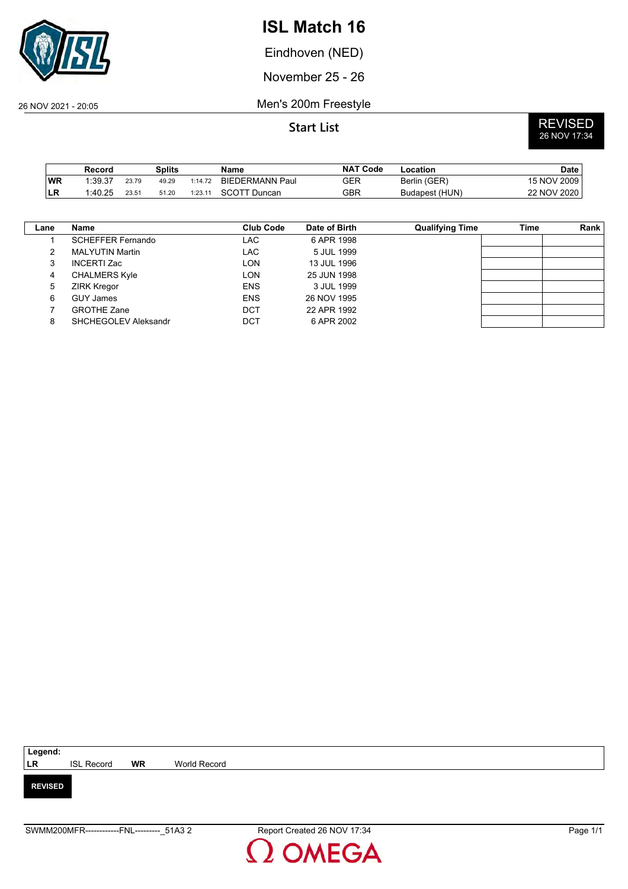# ISL Match 16

Eindhoven (NED)

November 25 - 26

26 NOV 2021 - 20:05

Men's 200m Freestyle

**Start List**

**REVISED**
26 NOV 17:34

| | Record | Splits | | | Name | NAT Code | Location | Date |
|---|---|---|---|---|---|---|---|---|
| **WR** | 1:39.37 | 23.79 | 49.29 | 1:14.72 | BIEDERMANN Paul | GER | Berlin (GER) | 15 NOV 2009 |
| **LR** | 1:40.25 | 23.51 | 51.20 | 1:23.11 | SCOTT Duncan | GBR | Budapest (HUN) | 22 NOV 2020 |

| Lane | Name | Club Code | Date of Birth | Qualifying Time | Time | Rank |
|---|---|---|---|---|---|---|
| 1 | SCHEFFER Fernando | LAC | 6 APR 1998 | | | |
| 2 | MALYUTIN Martin | LAC | 5 JUL 1999 | | | |
| 3 | INCERTI Zac | LON | 13 JUL 1996 | | | |
| 4 | CHALMERS Kyle | LON | 25 JUN 1998 | | | |
| 5 | ZIRK Kregor | ENS | 3 JUL 1999 | | | |
| 6 | GUY James | ENS | 26 NOV 1995 | | | |
| 7 | GROTHE Zane | DCT | 22 APR 1992 | | | |
| 8 | SHCHEGOLEV Aleksandr | DCT | 6 APR 2002 | | | |

**Legend:**
**LR** ISL Record **WR** World Record

**REVISED**

SWMM200MFR------------FNL---------_51A3 2 Report Created 26 NOV 17:34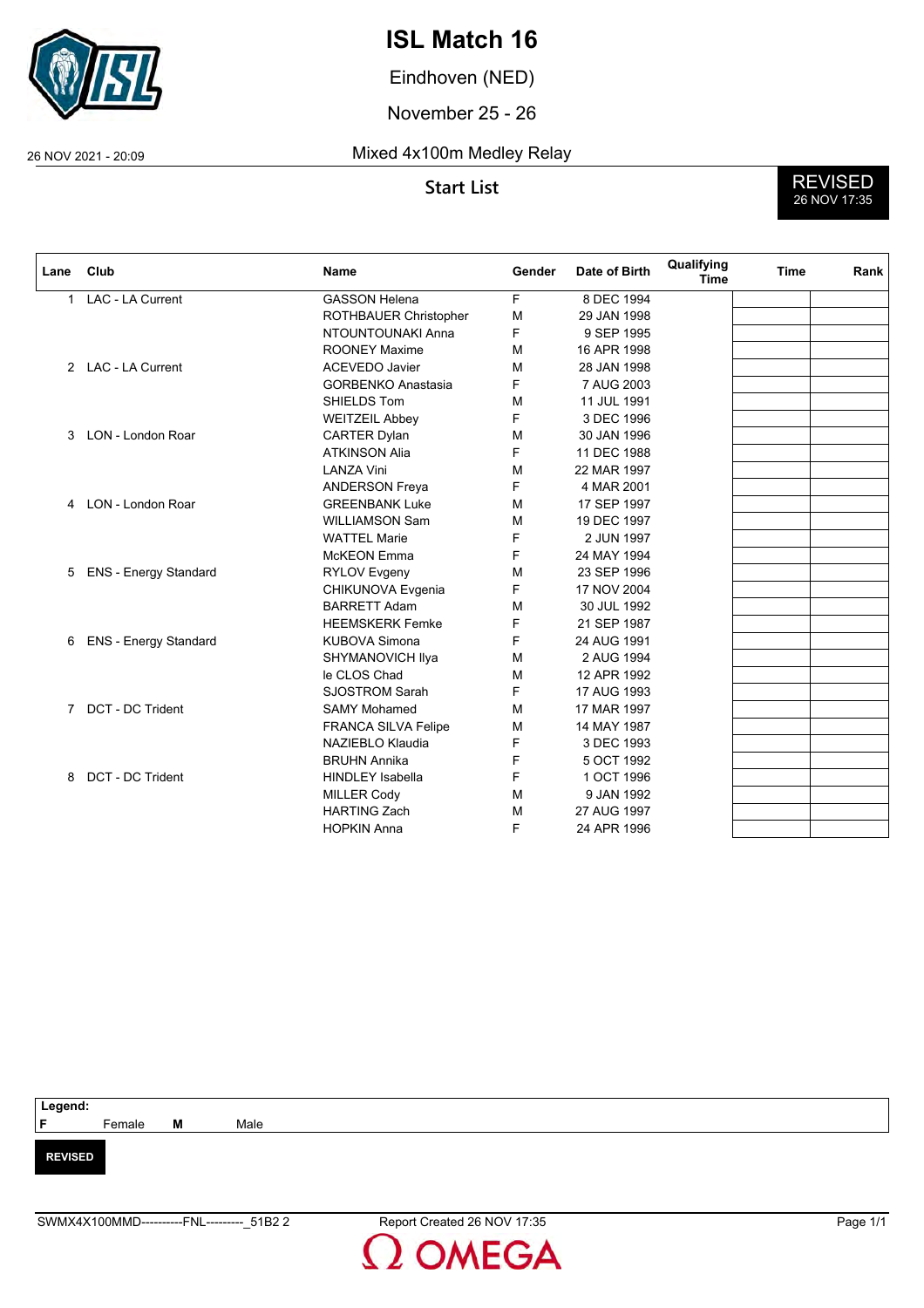# ISL Match 16

Eindhoven (NED)

November 25 - 26

26 NOV 2021 - 20:09

Mixed 4x100m Medley Relay

## Start List

**REVISED**
26 NOV 17:35

| Lane | Club | Name | Gender | Date of Birth | Qualifying Time | Time | Rank |
|---|---|---|---|---|---|---|---|
| 1 | LAC - LA Current | GASSON Helena | F | 8 DEC 1994 | | | |
| | | ROTHBAUER Christopher | M | 29 JAN 1998 | | | |
| | | NTOUNTOUNAKI Anna | F | 9 SEP 1995 | | | |
| | | ROONEY Maxime | M | 16 APR 1998 | | | |
| 2 | LAC - LA Current | ACEVEDO Javier | M | 28 JAN 1998 | | | |
| | | GORBENKO Anastasia | F | 7 AUG 2003 | | | |
| | | SHIELDS Tom | M | 11 JUL 1991 | | | |
| | | WEITZEIL Abbey | F | 3 DEC 1996 | | | |
| 3 | LON - London Roar | CARTER Dylan | M | 30 JAN 1996 | | | |
| | | ATKINSON Alia | F | 11 DEC 1988 | | | |
| | | LANZA Vini | M | 22 MAR 1997 | | | |
| | | ANDERSON Freya | F | 4 MAR 2001 | | | |
| 4 | LON - London Roar | GREENBANK Luke | M | 17 SEP 1997 | | | |
| | | WILLIAMSON Sam | M | 19 DEC 1997 | | | |
| | | WATTEL Marie | F | 2 JUN 1997 | | | |
| | | McKEON Emma | F | 24 MAY 1994 | | | |
| 5 | ENS - Energy Standard | RYLOV Evgeny | M | 23 SEP 1996 | | | |
| | | CHIKUNOVA Evgenia | F | 17 NOV 2004 | | | |
| | | BARRETT Adam | M | 30 JUL 1992 | | | |
| | | HEEMSKERK Femke | F | 21 SEP 1987 | | | |
| 6 | ENS - Energy Standard | KUBOVA Simona | F | 24 AUG 1991 | | | |
| | | SHYMANOVICH Ilya | M | 2 AUG 1994 | | | |
| | | le CLOS Chad | M | 12 APR 1992 | | | |
| | | SJOSTROM Sarah | F | 17 AUG 1993 | | | |
| 7 | DCT - DC Trident | SAMY Mohamed | M | 17 MAR 1997 | | | |
| | | FRANCA SILVA Felipe | M | 14 MAY 1987 | | | |
| | | NAZIEBLO Klaudia | F | 3 DEC 1993 | | | |
| | | BRUHN Annika | F | 5 OCT 1992 | | | |
| 8 | DCT - DC Trident | HINDLEY Isabella | F | 1 OCT 1996 | | | |
| | | MILLER Cody | M | 9 JAN 1992 | | | |
| | | HARTING Zach | M | 27 AUG 1997 | | | |
| | | HOPKIN Anna | F | 24 APR 1996 | | | |

**Legend:**
**F** Female **M** Male

**REVISED**

SWMX4X100MMD----------FNL---------_51B2 2 Report Created 26 NOV 17:35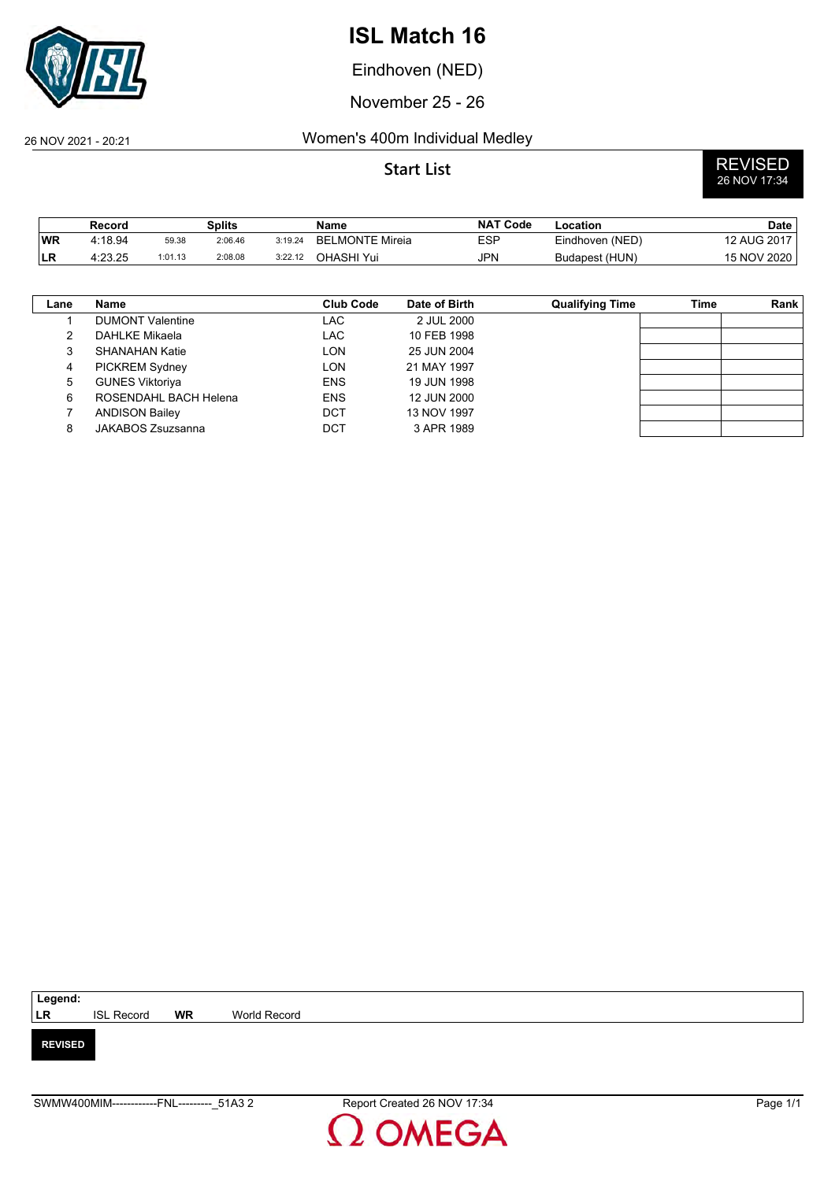# ISL Match 16

Eindhoven (NED)

November 25 - 26

26 NOV 2021 - 20:21

## Women's 400m Individual Medley

### Start List

**REVISED**
26 NOV 17:34

| | Record | Splits | | | Name | NAT Code | Location | Date |
|---|---|---|---|---|---|---|---|---|
| WR | 4:18.94 | 59.38 | 2:06.46 | 3:19.24 | BELMONTE Mireia | ESP | Eindhoven (NED) | 12 AUG 2017 |
| LR | 4:23.25 | 1:01.13 | 2:08.08 | 3:22.12 | OHASHI Yui | JPN | Budapest (HUN) | 15 NOV 2020 |

| Lane | Name | Club Code | Date of Birth | Qualifying Time | Time | Rank |
|---|---|---|---|---|---|---|
| 1 | DUMONT Valentine | LAC | 2 JUL 2000 | | | |
| 2 | DAHLKE Mikaela | LAC | 10 FEB 1998 | | | |
| 3 | SHANAHAN Katie | LON | 25 JUN 2004 | | | |
| 4 | PICKREM Sydney | LON | 21 MAY 1997 | | | |
| 5 | GUNES Viktoriya | ENS | 19 JUN 1998 | | | |
| 6 | ROSENDAHL BACH Helena | ENS | 12 JUN 2000 | | | |
| 7 | ANDISON Bailey | DCT | 13 NOV 1997 | | | |
| 8 | JAKABOS Zsuzsanna | DCT | 3 APR 1989 | | | |

**Legend:**
**LR** ISL Record **WR** World Record

**REVISED**

SWMW400MIM------------FNL---------_51A3 2 Report Created 26 NOV 17:34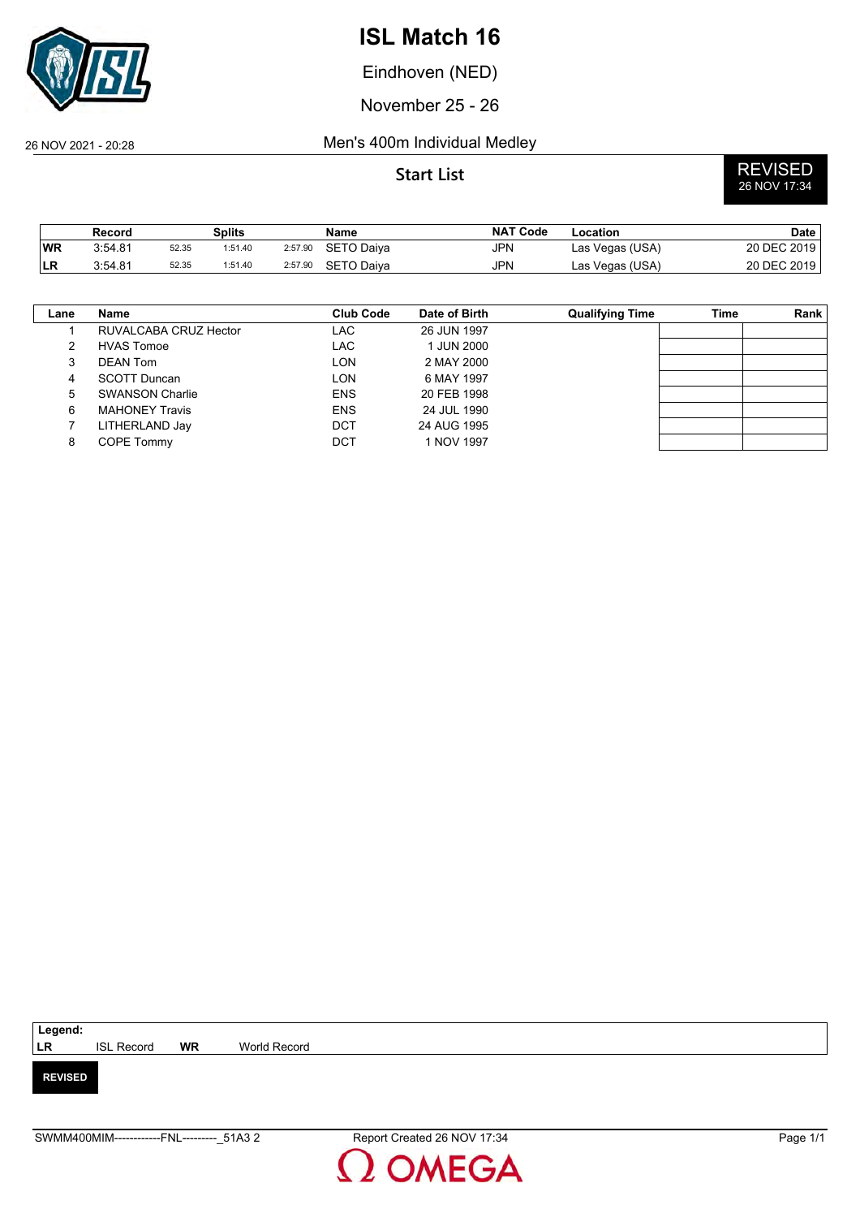# ISL Match 16

Eindhoven (NED)

November 25 - 26

26 NOV 2021 - 20:28

## Men's 400m Individual Medley

### Start List

**REVISED**
26 NOV 17:34

| | Record | Splits | | | Name | NAT Code | Location | Date |
|---|---|---|---|---|---|---|---|---|
| WR | 3:54.81 | 52.35 | 1:51.40 | 2:57.90 | SETO Daiya | JPN | Las Vegas (USA) | 20 DEC 2019 |
| LR | 3:54.81 | 52.35 | 1:51.40 | 2:57.90 | SETO Daiya | JPN | Las Vegas (USA) | 20 DEC 2019 |

| Lane | Name | Club Code | Date of Birth | Qualifying Time | Time | Rank |
|---|---|---|---|---|---|---|
| 1 | RUVALCABA CRUZ Hector | LAC | 26 JUN 1997 | | | |
| 2 | HVAS Tomoe | LAC | 1 JUN 2000 | | | |
| 3 | DEAN Tom | LON | 2 MAY 2000 | | | |
| 4 | SCOTT Duncan | LON | 6 MAY 1997 | | | |
| 5 | SWANSON Charlie | ENS | 20 FEB 1998 | | | |
| 6 | MAHONEY Travis | ENS | 24 JUL 1990 | | | |
| 7 | LITHERLAND Jay | DCT | 24 AUG 1995 | | | |
| 8 | COPE Tommy | DCT | 1 NOV 1997 | | | |

**Legend:**
**LR** ISL Record **WR** World Record

**REVISED**

SWMM400MIM------------FNL---------_51A3 2 Report Created 26 NOV 17:34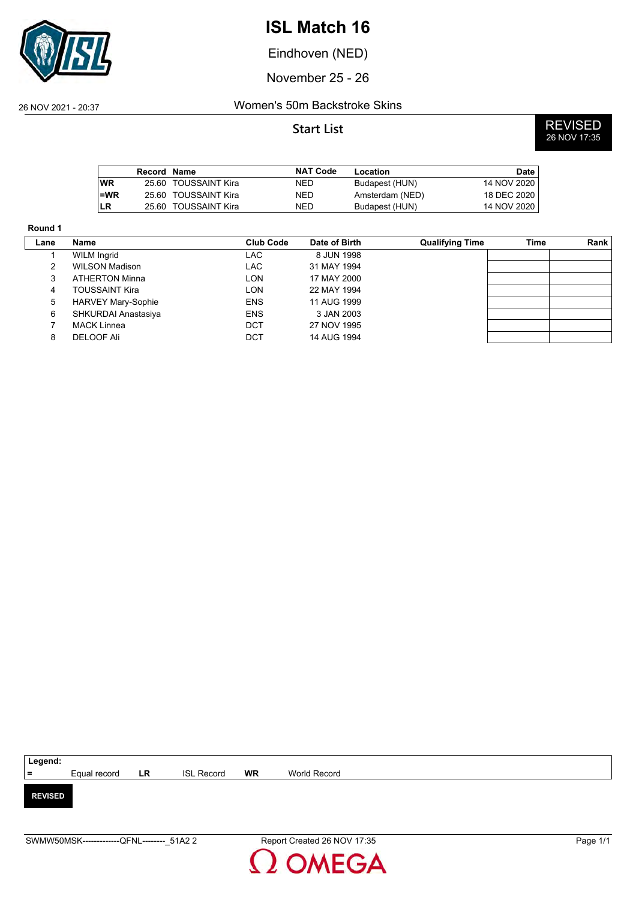# ISL Match 16

Eindhoven (NED)

November 25 - 26

26 NOV 2021 - 20:37

## Women's 50m Backstroke Skins

### Start List

**REVISED** 26 NOV 17:35

| | Record | Name | NAT Code | Location | Date |
|---|---|---|---|---|---|
| WR | 25.60 | TOUSSAINT Kira | NED | Budapest (HUN) | 14 NOV 2020 |
| =WR | 25.60 | TOUSSAINT Kira | NED | Amsterdam (NED) | 18 DEC 2020 |
| LR | 25.60 | TOUSSAINT Kira | NED | Budapest (HUN) | 14 NOV 2020 |

**Round 1**

| Lane | Name | Club Code | Date of Birth | Qualifying Time | Time | Rank |
|---|---|---|---|---|---|---|
| 1 | WILM Ingrid | LAC | 8 JUN 1998 | | | |
| 2 | WILSON Madison | LAC | 31 MAY 1994 | | | |
| 3 | ATHERTON Minna | LON | 17 MAY 2000 | | | |
| 4 | TOUSSAINT Kira | LON | 22 MAY 1994 | | | |
| 5 | HARVEY Mary-Sophie | ENS | 11 AUG 1999 | | | |
| 6 | SHKURDAI Anastasiya | ENS | 3 JAN 2003 | | | |
| 7 | MACK Linnea | DCT | 27 NOV 1995 | | | |
| 8 | DELOOF Ali | DCT | 14 AUG 1994 | | | |

**Legend:**

| | | | | | |
|---|---|---|---|---|---|
| = | Equal record | LR | ISL Record | WR | World Record |

**REVISED**

SWMW50MSK-------------QFNL--------_51A2 2 Report Created 26 NOV 17:35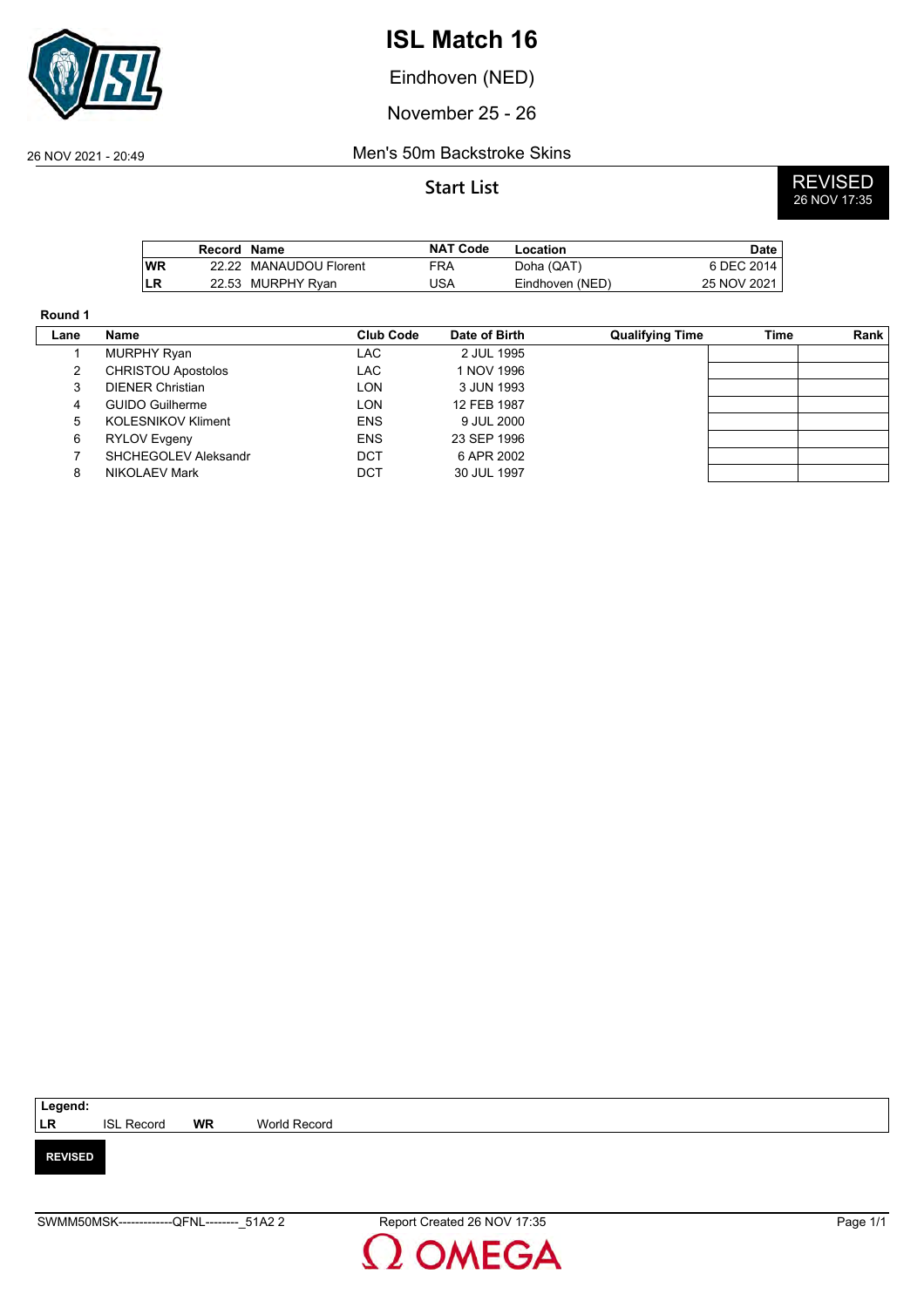# ISL Match 16

Eindhoven (NED)

November 25 - 26

26 NOV 2021 - 20:49

## Men's 50m Backstroke Skins

### Start List

**REVISED**
26 NOV 17:35

| | Record | Name | NAT Code | Location | Date |
|---|---|---|---|---|---|
| WR | 22.22 | MANAUDOU Florent | FRA | Doha (QAT) | 6 DEC 2014 |
| LR | 22.53 | MURPHY Ryan | USA | Eindhoven (NED) | 25 NOV 2021 |

**Round 1**

| Lane | Name | Club Code | Date of Birth | Qualifying Time | Time | Rank |
|---|---|---|---|---|---|---|
| 1 | MURPHY Ryan | LAC | 2 JUL 1995 | | | |
| 2 | CHRISTOU Apostolos | LAC | 1 NOV 1996 | | | |
| 3 | DIENER Christian | LON | 3 JUN 1993 | | | |
| 4 | GUIDO Guilherme | LON | 12 FEB 1987 | | | |
| 5 | KOLESNIKOV Kliment | ENS | 9 JUL 2000 | | | |
| 6 | RYLOV Evgeny | ENS | 23 SEP 1996 | | | |
| 7 | SHCHEGOLEV Aleksandr | DCT | 6 APR 2002 | | | |
| 8 | NIKOLAEV Mark | DCT | 30 JUL 1997 | | | |

**Legend:**

| | | | |
|---|---|---|---|
| LR | ISL Record | WR | World Record |

**REVISED**

SWMM50MSK-------------QFNL--------_51A2 2 | Report Created 26 NOV 17:35